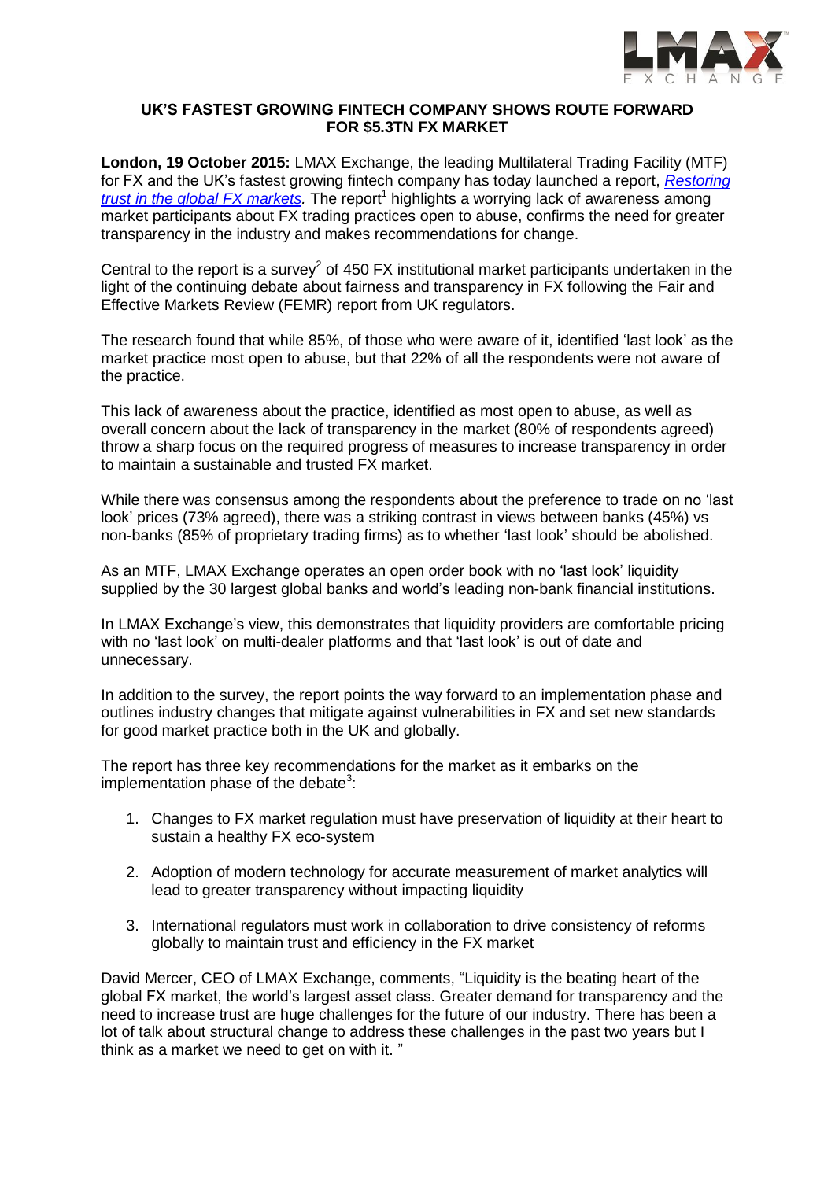**UK'S FASTEST GROWING FINTECH COMPANY SHOWS ROUTE FORWARD FOR $5.3TN FX MARKET**

**London, 19 October 2015:** LMAX Exchange, the leading Multilateral Trading Facility (MTF) for FX and the UK's fastest growing fintech company has today launched a report, *Restoring trust in the global FX markets*. The report[1] highlights a worrying lack of awareness among market participants about FX trading practices open to abuse, confirms the need for greater transparency in the industry and makes recommendations for change.

Central to the report is a survey[2] of 450 FX institutional market participants undertaken in the light of the continuing debate about fairness and transparency in FX following the Fair and Effective Markets Review (FEMR) report from UK regulators.

The research found that while 85%, of those who were aware of it, identified 'last look' as the market practice most open to abuse, but that 22% of all the respondents were not aware of the practice.

This lack of awareness about the practice, identified as most open to abuse, as well as overall concern about the lack of transparency in the market (80% of respondents agreed) throw a sharp focus on the required progress of measures to increase transparency in order to maintain a sustainable and trusted FX market.

While there was consensus among the respondents about the preference to trade on no 'last look' prices (73% agreed), there was a striking contrast in views between banks (45%) vs non-banks (85% of proprietary trading firms) as to whether 'last look' should be abolished.

As an MTF, LMAX Exchange operates an open order book with no 'last look' liquidity supplied by the 30 largest global banks and world's leading non-bank financial institutions.

In LMAX Exchange's view, this demonstrates that liquidity providers are comfortable pricing with no 'last look' on multi-dealer platforms and that 'last look' is out of date and unnecessary.

In addition to the survey, the report points the way forward to an implementation phase and outlines industry changes that mitigate against vulnerabilities in FX and set new standards for good market practice both in the UK and globally.

The report has three key recommendations for the market as it embarks on the implementation phase of the debate[3]:

1. Changes to FX market regulation must have preservation of liquidity at their heart to sustain a healthy FX eco-system
2. Adoption of modern technology for accurate measurement of market analytics will lead to greater transparency without impacting liquidity
3. International regulators must work in collaboration to drive consistency of reforms globally to maintain trust and efficiency in the FX market

David Mercer, CEO of LMAX Exchange, comments, "Liquidity is the beating heart of the global FX market, the world's largest asset class. Greater demand for transparency and the need to increase trust are huge challenges for the future of our industry. There has been a lot of talk about structural change to address these challenges in the past two years but I think as a market we need to get on with it. "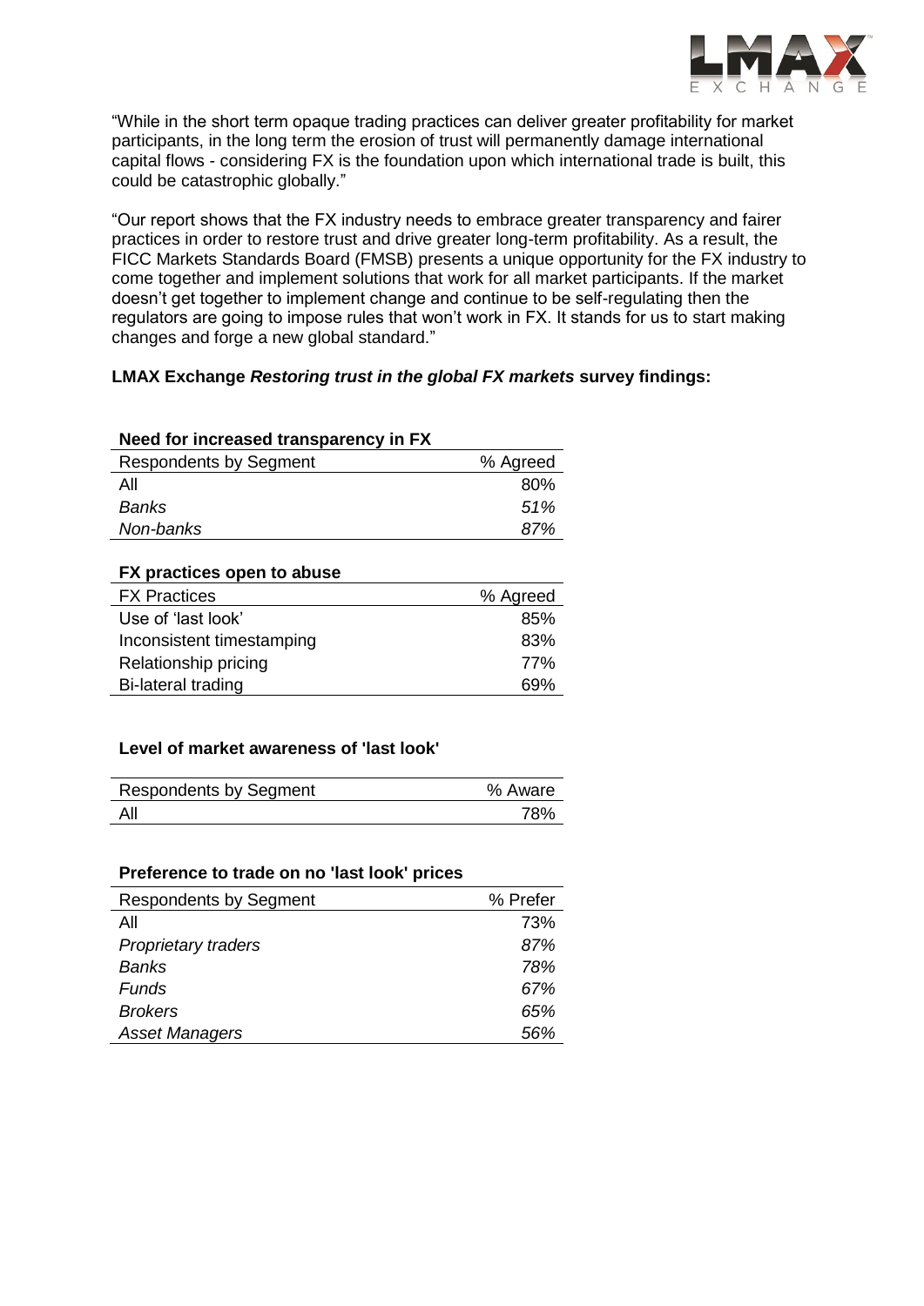"While in the short term opaque trading practices can deliver greater profitability for market participants, in the long term the erosion of trust will permanently damage international capital flows - considering FX is the foundation upon which international trade is built, this could be catastrophic globally."

"Our report shows that the FX industry needs to embrace greater transparency and fairer practices in order to restore trust and drive greater long-term profitability. As a result, the FICC Markets Standards Board (FMSB) presents a unique opportunity for the FX industry to come together and implement solutions that work for all market participants. If the market doesn't get together to implement change and continue to be self-regulating then the regulators are going to impose rules that won't work in FX. It stands for us to start making changes and forge a new global standard."

**LMAX Exchange *Restoring trust in the global FX markets* survey findings:**

**Need for increased transparency in FX**

| Respondents by Segment | % Agreed |
|---|---|
| All | 80% |
| *Banks* | *51%* |
| *Non-banks* | *87%* |

**FX practices open to abuse**

| FX Practices | % Agreed |
|---|---|
| Use of 'last look' | 85% |
| Inconsistent timestamping | 83% |
| Relationship pricing | 77% |
| Bi-lateral trading | 69% |

**Level of market awareness of 'last look'**

| Respondents by Segment | % Aware |
|---|---|
| All | 78% |

**Preference to trade on no 'last look' prices**

| Respondents by Segment | % Prefer |
|---|---|
| All | 73% |
| *Proprietary traders* | *87%* |
| *Banks* | *78%* |
| *Funds* | *67%* |
| *Brokers* | *65%* |
| *Asset Managers* | *56%* |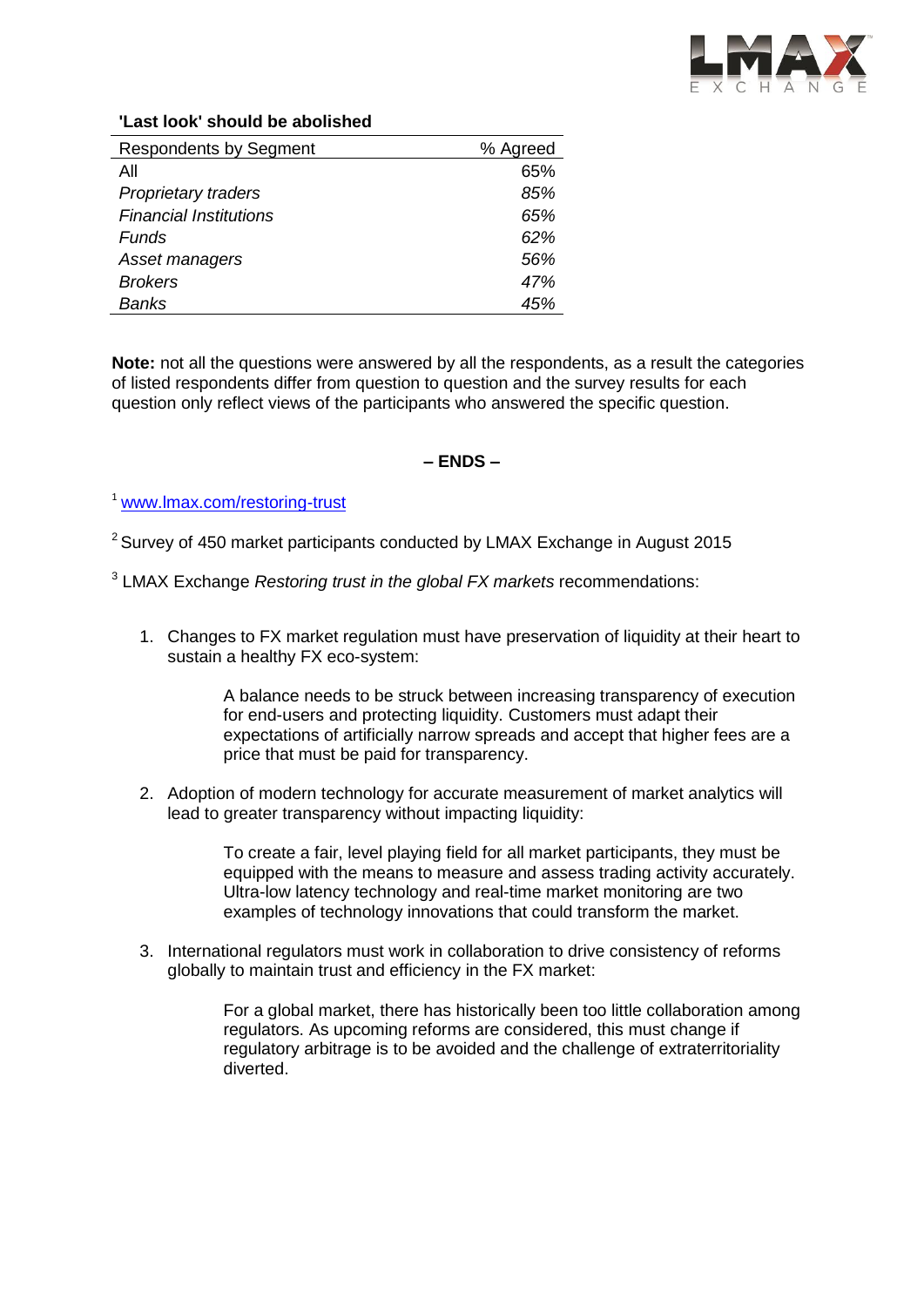**'Last look' should be abolished**

| Respondents by Segment | % Agreed |
|---|---|
| All | 65% |
| *Proprietary traders* | *85%* |
| *Financial Institutions* | *65%* |
| *Funds* | *62%* |
| *Asset managers* | *56%* |
| *Brokers* | *47%* |
| *Banks* | *45%* |

**Note:** not all the questions were answered by all the respondents, as a result the categories of listed respondents differ from question to question and the survey results for each question only reflect views of the participants who answered the specific question.

**– ENDS –**

[1] www.lmax.com/restoring-trust

[2] Survey of 450 market participants conducted by LMAX Exchange in August 2015

[3] LMAX Exchange *Restoring trust in the global FX markets* recommendations:

1. Changes to FX market regulation must have preservation of liquidity at their heart to sustain a healthy FX eco-system:

   A balance needs to be struck between increasing transparency of execution for end-users and protecting liquidity. Customers must adapt their expectations of artificially narrow spreads and accept that higher fees are a price that must be paid for transparency.

2. Adoption of modern technology for accurate measurement of market analytics will lead to greater transparency without impacting liquidity:

   To create a fair, level playing field for all market participants, they must be equipped with the means to measure and assess trading activity accurately. Ultra-low latency technology and real-time market monitoring are two examples of technology innovations that could transform the market.

3. International regulators must work in collaboration to drive consistency of reforms globally to maintain trust and efficiency in the FX market:

   For a global market, there has historically been too little collaboration among regulators. As upcoming reforms are considered, this must change if regulatory arbitrage is to be avoided and the challenge of extraterritoriality diverted.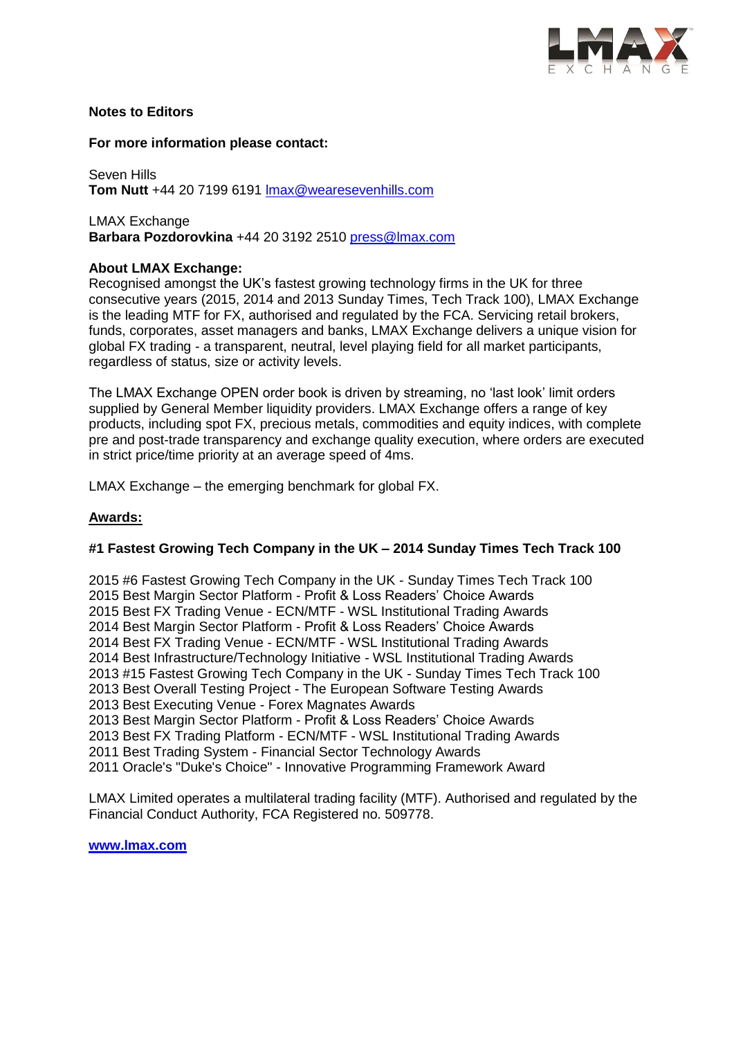**Notes to Editors**

**For more information please contact:**

Seven Hills
**Tom Nutt** +44 20 7199 6191 lmax@wearesevenhills.com

LMAX Exchange
**Barbara Pozdorovkina** +44 20 3192 2510 press@lmax.com

**About LMAX Exchange:**
Recognised amongst the UK's fastest growing technology firms in the UK for three consecutive years (2015, 2014 and 2013 Sunday Times, Tech Track 100), LMAX Exchange is the leading MTF for FX, authorised and regulated by the FCA. Servicing retail brokers, funds, corporates, asset managers and banks, LMAX Exchange delivers a unique vision for global FX trading - a transparent, neutral, level playing field for all market participants, regardless of status, size or activity levels.

The LMAX Exchange OPEN order book is driven by streaming, no 'last look' limit orders supplied by General Member liquidity providers. LMAX Exchange offers a range of key products, including spot FX, precious metals, commodities and equity indices, with complete pre and post-trade transparency and exchange quality execution, where orders are executed in strict price/time priority at an average speed of 4ms.

LMAX Exchange – the emerging benchmark for global FX.

**Awards:**

**#1 Fastest Growing Tech Company in the UK – 2014 Sunday Times Tech Track 100**

2015 #6 Fastest Growing Tech Company in the UK - Sunday Times Tech Track 100
2015 Best Margin Sector Platform - Profit & Loss Readers' Choice Awards
2015 Best FX Trading Venue - ECN/MTF - WSL Institutional Trading Awards
2014 Best Margin Sector Platform - Profit & Loss Readers' Choice Awards
2014 Best FX Trading Venue - ECN/MTF - WSL Institutional Trading Awards
2014 Best Infrastructure/Technology Initiative - WSL Institutional Trading Awards
2013 #15 Fastest Growing Tech Company in the UK - Sunday Times Tech Track 100
2013 Best Overall Testing Project - The European Software Testing Awards
2013 Best Executing Venue - Forex Magnates Awards
2013 Best Margin Sector Platform - Profit & Loss Readers' Choice Awards
2013 Best FX Trading Platform - ECN/MTF - WSL Institutional Trading Awards
2011 Best Trading System - Financial Sector Technology Awards
2011 Oracle's "Duke's Choice" - Innovative Programming Framework Award

LMAX Limited operates a multilateral trading facility (MTF). Authorised and regulated by the Financial Conduct Authority, FCA Registered no. 509778.

**www.lmax.com**